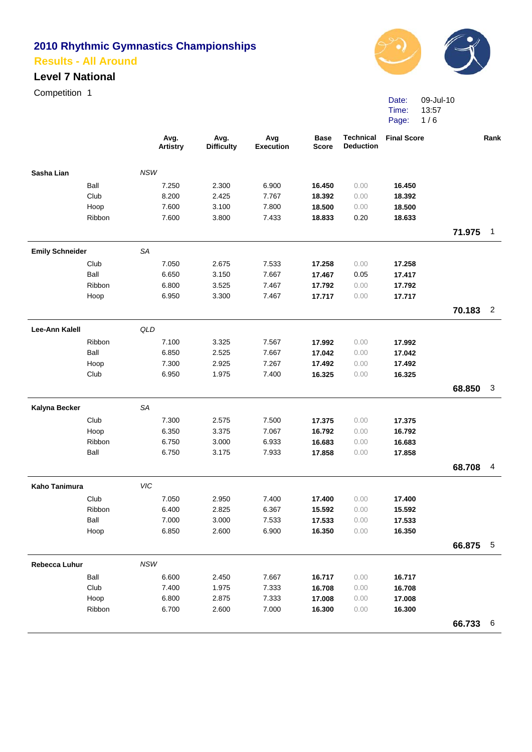# 2010 Rhythmic Gymnastics Championships

## Results - All Around

### Level 7 National

Competition 1

Date: 09-Jul-10
Time: 13:57

| | | Avg. Artistry | Avg. Difficulty | Avg Execution | Base Score | Technical Deduction | Final Score | | Rank |
|---|---|---|---|---|---|---|---|---|---|
| **Sasha Lian** | *NSW* | | | | | | | | |
| | Ball | 7.250 | 2.300 | 6.900 | **16.450** | 0.00 | **16.450** | | |
| | Club | 8.200 | 2.425 | 7.767 | **18.392** | 0.00 | **18.392** | | |
| | Hoop | 7.600 | 3.100 | 7.800 | **18.500** | 0.00 | **18.500** | | |
| | Ribbon | 7.600 | 3.800 | 7.433 | **18.833** | 0.20 | **18.633** | | |
| | | | | | | | | **71.975** | 1 |
| **Emily Schneider** | *SA* | | | | | | | | |
| | Club | 7.050 | 2.675 | 7.533 | **17.258** | 0.00 | **17.258** | | |
| | Ball | 6.650 | 3.150 | 7.667 | **17.467** | 0.05 | **17.417** | | |
| | Ribbon | 6.800 | 3.525 | 7.467 | **17.792** | 0.00 | **17.792** | | |
| | Hoop | 6.950 | 3.300 | 7.467 | **17.717** | 0.00 | **17.717** | | |
| | | | | | | | | **70.183** | 2 |
| **Lee-Ann Kalell** | *QLD* | | | | | | | | |
| | Ribbon | 7.100 | 3.325 | 7.567 | **17.992** | 0.00 | **17.992** | | |
| | Ball | 6.850 | 2.525 | 7.667 | **17.042** | 0.00 | **17.042** | | |
| | Hoop | 7.300 | 2.925 | 7.267 | **17.492** | 0.00 | **17.492** | | |
| | Club | 6.950 | 1.975 | 7.400 | **16.325** | 0.00 | **16.325** | | |
| | | | | | | | | **68.850** | 3 |
| **Kalyna Becker** | *SA* | | | | | | | | |
| | Club | 7.300 | 2.575 | 7.500 | **17.375** | 0.00 | **17.375** | | |
| | Hoop | 6.350 | 3.375 | 7.067 | **16.792** | 0.00 | **16.792** | | |
| | Ribbon | 6.750 | 3.000 | 6.933 | **16.683** | 0.00 | **16.683** | | |
| | Ball | 6.750 | 3.175 | 7.933 | **17.858** | 0.00 | **17.858** | | |
| | | | | | | | | **68.708** | 4 |
| **Kaho Tanimura** | *VIC* | | | | | | | | |
| | Club | 7.050 | 2.950 | 7.400 | **17.400** | 0.00 | **17.400** | | |
| | Ribbon | 6.400 | 2.825 | 6.367 | **15.592** | 0.00 | **15.592** | | |
| | Ball | 7.000 | 3.000 | 7.533 | **17.533** | 0.00 | **17.533** | | |
| | Hoop | 6.850 | 2.600 | 6.900 | **16.350** | 0.00 | **16.350** | | |
| | | | | | | | | **66.875** | 5 |
| **Rebecca Luhur** | *NSW* | | | | | | | | |
| | Ball | 6.600 | 2.450 | 7.667 | **16.717** | 0.00 | **16.717** | | |
| | Club | 7.400 | 1.975 | 7.333 | **16.708** | 0.00 | **16.708** | | |
| | Hoop | 6.800 | 2.875 | 7.333 | **17.008** | 0.00 | **17.008** | | |
| | Ribbon | 6.700 | 2.600 | 7.000 | **16.300** | 0.00 | **16.300** | | |
| | | | | | | | | **66.733** | 6 |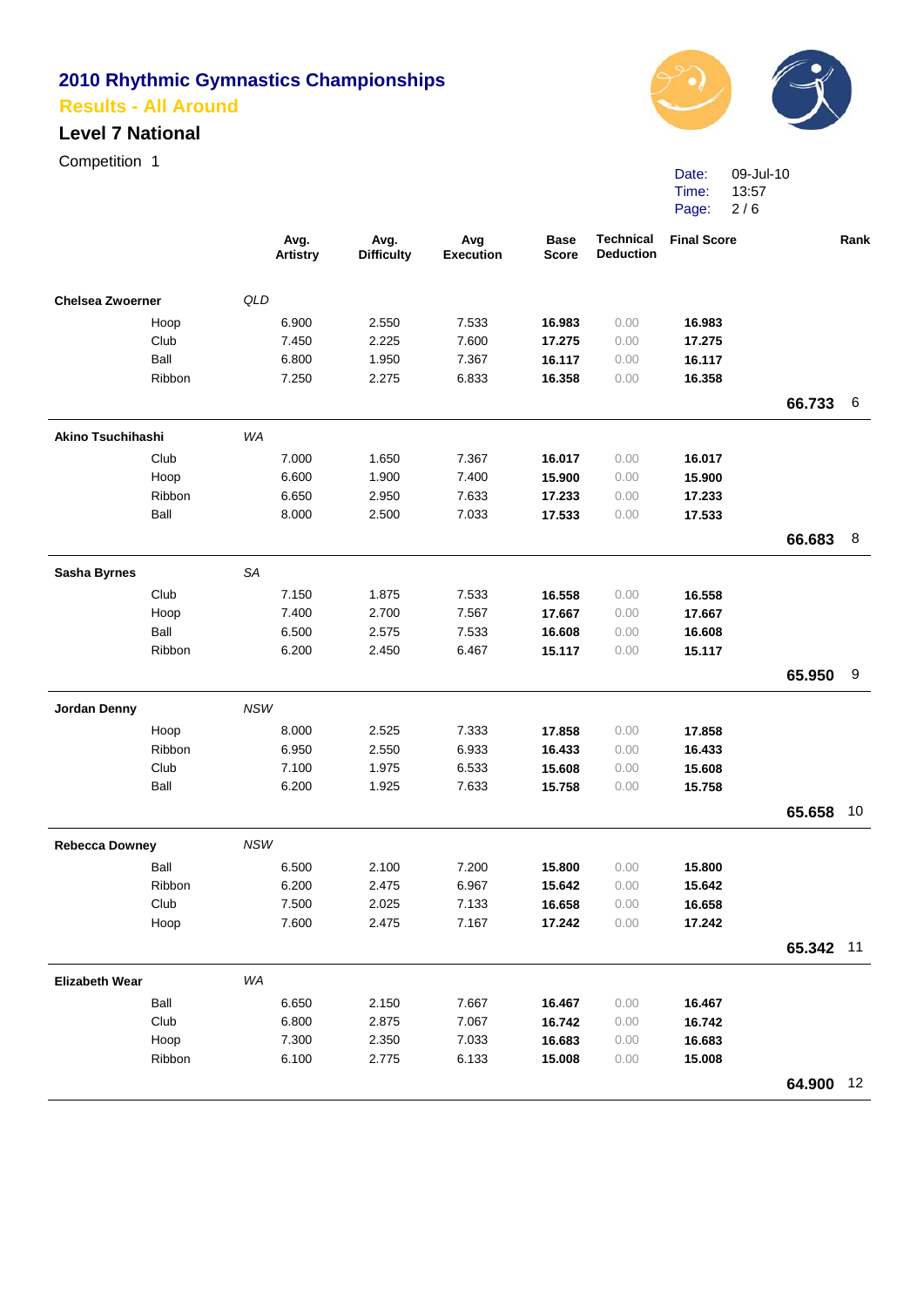# 2010 Rhythmic Gymnastics Championships

## Results - All Around

### Level 7 National

Competition 1

Date: 09-Jul-10
Time: 13:57

| | | Avg. Artistry | Avg. Difficulty | Avg Execution | Base Score | Technical Deduction | Final Score | | Rank |
|---|---|---|---|---|---|---|---|---|---|
| **Chelsea Zwoerner** | *QLD* | | | | | | | | |
| | Hoop | 6.900 | 2.550 | 7.533 | **16.983** | 0.00 | **16.983** | | |
| | Club | 7.450 | 2.225 | 7.600 | **17.275** | 0.00 | **17.275** | | |
| | Ball | 6.800 | 1.950 | 7.367 | **16.117** | 0.00 | **16.117** | | |
| | Ribbon | 7.250 | 2.275 | 6.833 | **16.358** | 0.00 | **16.358** | | |
| | | | | | | | | **66.733** | 6 |
| **Akino Tsuchihashi** | *WA* | | | | | | | | |
| | Club | 7.000 | 1.650 | 7.367 | **16.017** | 0.00 | **16.017** | | |
| | Hoop | 6.600 | 1.900 | 7.400 | **15.900** | 0.00 | **15.900** | | |
| | Ribbon | 6.650 | 2.950 | 7.633 | **17.233** | 0.00 | **17.233** | | |
| | Ball | 8.000 | 2.500 | 7.033 | **17.533** | 0.00 | **17.533** | | |
| | | | | | | | | **66.683** | 8 |
| **Sasha Byrnes** | *SA* | | | | | | | | |
| | Club | 7.150 | 1.875 | 7.533 | **16.558** | 0.00 | **16.558** | | |
| | Hoop | 7.400 | 2.700 | 7.567 | **17.667** | 0.00 | **17.667** | | |
| | Ball | 6.500 | 2.575 | 7.533 | **16.608** | 0.00 | **16.608** | | |
| | Ribbon | 6.200 | 2.450 | 6.467 | **15.117** | 0.00 | **15.117** | | |
| | | | | | | | | **65.950** | 9 |
| **Jordan Denny** | *NSW* | | | | | | | | |
| | Hoop | 8.000 | 2.525 | 7.333 | **17.858** | 0.00 | **17.858** | | |
| | Ribbon | 6.950 | 2.550 | 6.933 | **16.433** | 0.00 | **16.433** | | |
| | Club | 7.100 | 1.975 | 6.533 | **15.608** | 0.00 | **15.608** | | |
| | Ball | 6.200 | 1.925 | 7.633 | **15.758** | 0.00 | **15.758** | | |
| | | | | | | | | **65.658** | 10 |
| **Rebecca Downey** | *NSW* | | | | | | | | |
| | Ball | 6.500 | 2.100 | 7.200 | **15.800** | 0.00 | **15.800** | | |
| | Ribbon | 6.200 | 2.475 | 6.967 | **15.642** | 0.00 | **15.642** | | |
| | Club | 7.500 | 2.025 | 7.133 | **16.658** | 0.00 | **16.658** | | |
| | Hoop | 7.600 | 2.475 | 7.167 | **17.242** | 0.00 | **17.242** | | |
| | | | | | | | | **65.342** | 11 |
| **Elizabeth Wear** | *WA* | | | | | | | | |
| | Ball | 6.650 | 2.150 | 7.667 | **16.467** | 0.00 | **16.467** | | |
| | Club | 6.800 | 2.875 | 7.067 | **16.742** | 0.00 | **16.742** | | |
| | Hoop | 7.300 | 2.350 | 7.033 | **16.683** | 0.00 | **16.683** | | |
| | Ribbon | 6.100 | 2.775 | 6.133 | **15.008** | 0.00 | **15.008** | | |
| | | | | | | | | **64.900** | 12 |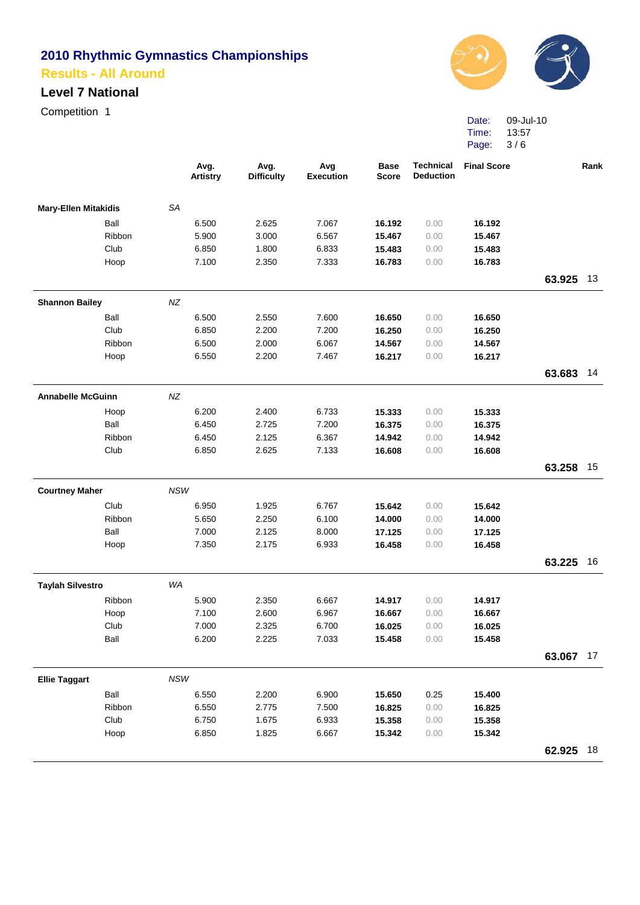# 2010 Rhythmic Gymnastics Championships

## Results - All Around

### Level 7 National

Competition 1

Date: 09-Jul-10
Time: 13:57

| Gymnast | State / Apparatus | Avg. Artistry | Avg. Difficulty | Avg Execution | Base Score | Technical Deduction | Final Score | Total | Rank |
|---|---|---|---|---|---|---|---|---|---|
| **Mary-Ellen Mitakidis** | *SA* | | | | | | | | |
| | Ball | 6.500 | 2.625 | 7.067 | **16.192** | 0.00 | **16.192** | | |
| | Ribbon | 5.900 | 3.000 | 6.567 | **15.467** | 0.00 | **15.467** | | |
| | Club | 6.850 | 1.800 | 6.833 | **15.483** | 0.00 | **15.483** | | |
| | Hoop | 7.100 | 2.350 | 7.333 | **16.783** | 0.00 | **16.783** | | |
| | | | | | | | | **63.925** | 13 |
| **Shannon Bailey** | *NZ* | | | | | | | | |
| | Ball | 6.500 | 2.550 | 7.600 | **16.650** | 0.00 | **16.650** | | |
| | Club | 6.850 | 2.200 | 7.200 | **16.250** | 0.00 | **16.250** | | |
| | Ribbon | 6.500 | 2.000 | 6.067 | **14.567** | 0.00 | **14.567** | | |
| | Hoop | 6.550 | 2.200 | 7.467 | **16.217** | 0.00 | **16.217** | | |
| | | | | | | | | **63.683** | 14 |
| **Annabelle McGuinn** | *NZ* | | | | | | | | |
| | Hoop | 6.200 | 2.400 | 6.733 | **15.333** | 0.00 | **15.333** | | |
| | Ball | 6.450 | 2.725 | 7.200 | **16.375** | 0.00 | **16.375** | | |
| | Ribbon | 6.450 | 2.125 | 6.367 | **14.942** | 0.00 | **14.942** | | |
| | Club | 6.850 | 2.625 | 7.133 | **16.608** | 0.00 | **16.608** | | |
| | | | | | | | | **63.258** | 15 |
| **Courtney Maher** | *NSW* | | | | | | | | |
| | Club | 6.950 | 1.925 | 6.767 | **15.642** | 0.00 | **15.642** | | |
| | Ribbon | 5.650 | 2.250 | 6.100 | **14.000** | 0.00 | **14.000** | | |
| | Ball | 7.000 | 2.125 | 8.000 | **17.125** | 0.00 | **17.125** | | |
| | Hoop | 7.350 | 2.175 | 6.933 | **16.458** | 0.00 | **16.458** | | |
| | | | | | | | | **63.225** | 16 |
| **Taylah Silvestro** | *WA* | | | | | | | | |
| | Ribbon | 5.900 | 2.350 | 6.667 | **14.917** | 0.00 | **14.917** | | |
| | Hoop | 7.100 | 2.600 | 6.967 | **16.667** | 0.00 | **16.667** | | |
| | Club | 7.000 | 2.325 | 6.700 | **16.025** | 0.00 | **16.025** | | |
| | Ball | 6.200 | 2.225 | 7.033 | **15.458** | 0.00 | **15.458** | | |
| | | | | | | | | **63.067** | 17 |
| **Ellie Taggart** | *NSW* | | | | | | | | |
| | Ball | 6.550 | 2.200 | 6.900 | **15.650** | 0.25 | **15.400** | | |
| | Ribbon | 6.550 | 2.775 | 7.500 | **16.825** | 0.00 | **16.825** | | |
| | Club | 6.750 | 1.675 | 6.933 | **15.358** | 0.00 | **15.358** | | |
| | Hoop | 6.850 | 1.825 | 6.667 | **15.342** | 0.00 | **15.342** | | |
| | | | | | | | | **62.925** | 18 |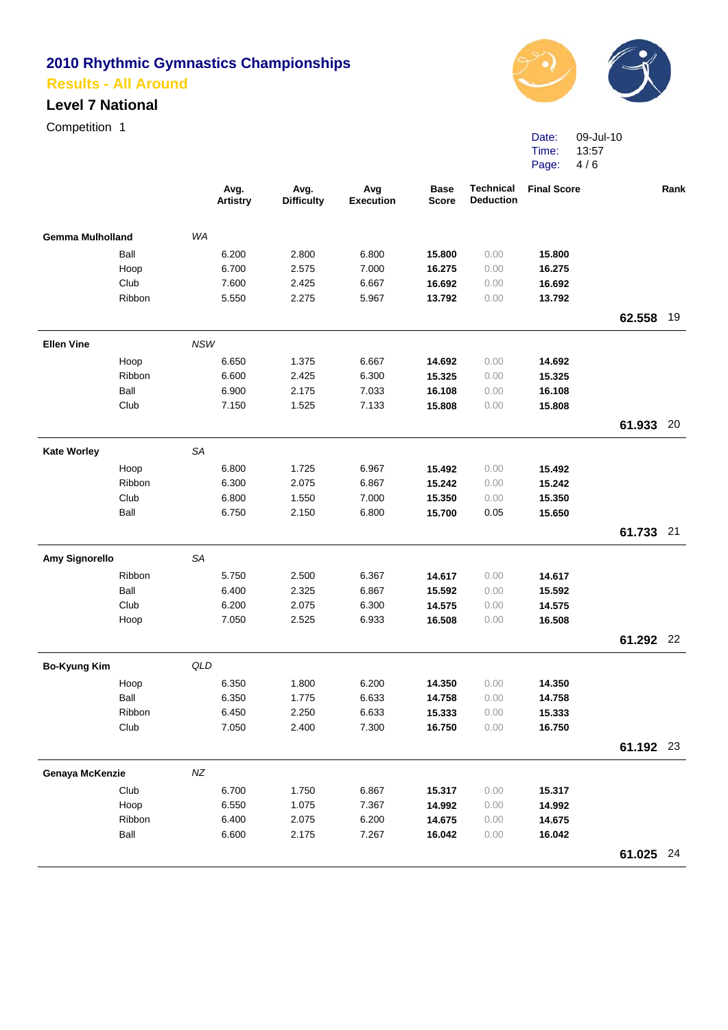# 2010 Rhythmic Gymnastics Championships

## Results - All Around

### Level 7 National

Competition 1

Date: 09-Jul-10
Time: 13:57

| | | Avg. Artistry | Avg. Difficulty | Avg Execution | Base Score | Technical Deduction | Final Score | | Rank |
|---|---|---|---|---|---|---|---|---|---|
| **Gemma Mulholland** | *WA* | | | | | | | | |
| Ball | | 6.200 | 2.800 | 6.800 | **15.800** | 0.00 | **15.800** | | |
| Hoop | | 6.700 | 2.575 | 7.000 | **16.275** | 0.00 | **16.275** | | |
| Club | | 7.600 | 2.425 | 6.667 | **16.692** | 0.00 | **16.692** | | |
| Ribbon | | 5.550 | 2.275 | 5.967 | **13.792** | 0.00 | **13.792** | | |
| | | | | | | | | **62.558** | 19 |
| **Ellen Vine** | *NSW* | | | | | | | | |
| Hoop | | 6.650 | 1.375 | 6.667 | **14.692** | 0.00 | **14.692** | | |
| Ribbon | | 6.600 | 2.425 | 6.300 | **15.325** | 0.00 | **15.325** | | |
| Ball | | 6.900 | 2.175 | 7.033 | **16.108** | 0.00 | **16.108** | | |
| Club | | 7.150 | 1.525 | 7.133 | **15.808** | 0.00 | **15.808** | | |
| | | | | | | | | **61.933** | 20 |
| **Kate Worley** | *SA* | | | | | | | | |
| Hoop | | 6.800 | 1.725 | 6.967 | **15.492** | 0.00 | **15.492** | | |
| Ribbon | | 6.300 | 2.075 | 6.867 | **15.242** | 0.00 | **15.242** | | |
| Club | | 6.800 | 1.550 | 7.000 | **15.350** | 0.00 | **15.350** | | |
| Ball | | 6.750 | 2.150 | 6.800 | **15.700** | 0.05 | **15.650** | | |
| | | | | | | | | **61.733** | 21 |
| **Amy Signorello** | *SA* | | | | | | | | |
| Ribbon | | 5.750 | 2.500 | 6.367 | **14.617** | 0.00 | **14.617** | | |
| Ball | | 6.400 | 2.325 | 6.867 | **15.592** | 0.00 | **15.592** | | |
| Club | | 6.200 | 2.075 | 6.300 | **14.575** | 0.00 | **14.575** | | |
| Hoop | | 7.050 | 2.525 | 6.933 | **16.508** | 0.00 | **16.508** | | |
| | | | | | | | | **61.292** | 22 |
| **Bo-Kyung Kim** | *QLD* | | | | | | | | |
| Hoop | | 6.350 | 1.800 | 6.200 | **14.350** | 0.00 | **14.350** | | |
| Ball | | 6.350 | 1.775 | 6.633 | **14.758** | 0.00 | **14.758** | | |
| Ribbon | | 6.450 | 2.250 | 6.633 | **15.333** | 0.00 | **15.333** | | |
| Club | | 7.050 | 2.400 | 7.300 | **16.750** | 0.00 | **16.750** | | |
| | | | | | | | | **61.192** | 23 |
| **Genaya McKenzie** | *NZ* | | | | | | | | |
| Club | | 6.700 | 1.750 | 6.867 | **15.317** | 0.00 | **15.317** | | |
| Hoop | | 6.550 | 1.075 | 7.367 | **14.992** | 0.00 | **14.992** | | |
| Ribbon | | 6.400 | 2.075 | 6.200 | **14.675** | 0.00 | **14.675** | | |
| Ball | | 6.600 | 2.175 | 7.267 | **16.042** | 0.00 | **16.042** | | |
| | | | | | | | | **61.025** | 24 |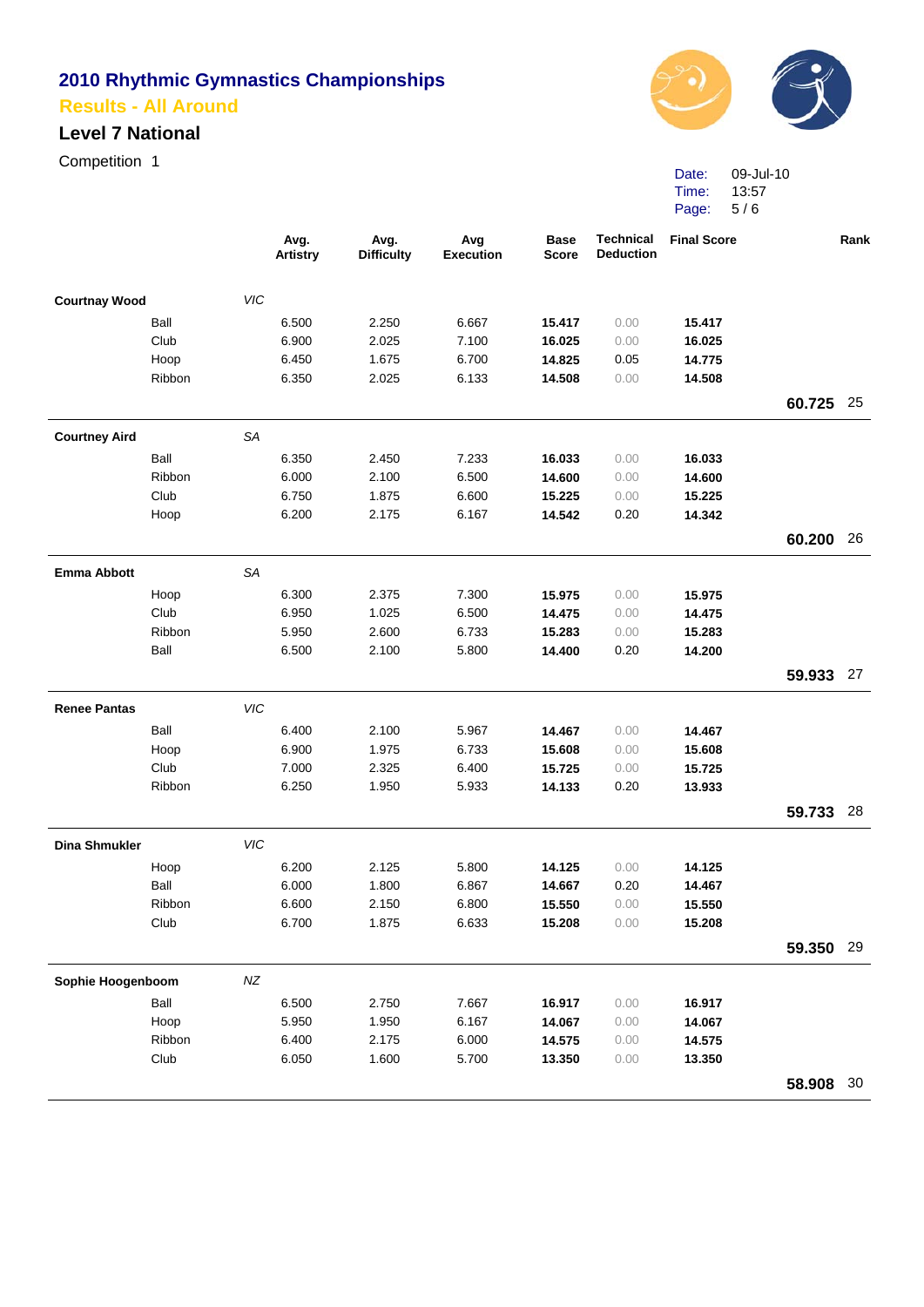# 2010 Rhythmic Gymnastics Championships

## Results - All Around

### Level 7 National

Competition 1

Date: 09-Jul-10
Time: 13:57

| | | Avg. Artistry | Avg. Difficulty | Avg Execution | Base Score | Technical Deduction | Final Score | | Rank |
|---|---|---|---|---|---|---|---|---|---|
| **Courtnay Wood** | *VIC* | | | | | | | | |
| Ball | | 6.500 | 2.250 | 6.667 | **15.417** | 0.00 | **15.417** | | |
| Club | | 6.900 | 2.025 | 7.100 | **16.025** | 0.00 | **16.025** | | |
| Hoop | | 6.450 | 1.675 | 6.700 | **14.825** | 0.05 | **14.775** | | |
| Ribbon | | 6.350 | 2.025 | 6.133 | **14.508** | 0.00 | **14.508** | | |
| | | | | | | | | **60.725** | 25 |
| **Courtney Aird** | *SA* | | | | | | | | |
| Ball | | 6.350 | 2.450 | 7.233 | **16.033** | 0.00 | **16.033** | | |
| Ribbon | | 6.000 | 2.100 | 6.500 | **14.600** | 0.00 | **14.600** | | |
| Club | | 6.750 | 1.875 | 6.600 | **15.225** | 0.00 | **15.225** | | |
| Hoop | | 6.200 | 2.175 | 6.167 | **14.542** | 0.20 | **14.342** | | |
| | | | | | | | | **60.200** | 26 |
| **Emma Abbott** | *SA* | | | | | | | | |
| Hoop | | 6.300 | 2.375 | 7.300 | **15.975** | 0.00 | **15.975** | | |
| Club | | 6.950 | 1.025 | 6.500 | **14.475** | 0.00 | **14.475** | | |
| Ribbon | | 5.950 | 2.600 | 6.733 | **15.283** | 0.00 | **15.283** | | |
| Ball | | 6.500 | 2.100 | 5.800 | **14.400** | 0.20 | **14.200** | | |
| | | | | | | | | **59.933** | 27 |
| **Renee Pantas** | *VIC* | | | | | | | | |
| Ball | | 6.400 | 2.100 | 5.967 | **14.467** | 0.00 | **14.467** | | |
| Hoop | | 6.900 | 1.975 | 6.733 | **15.608** | 0.00 | **15.608** | | |
| Club | | 7.000 | 2.325 | 6.400 | **15.725** | 0.00 | **15.725** | | |
| Ribbon | | 6.250 | 1.950 | 5.933 | **14.133** | 0.20 | **13.933** | | |
| | | | | | | | | **59.733** | 28 |
| **Dina Shmukler** | *VIC* | | | | | | | | |
| Hoop | | 6.200 | 2.125 | 5.800 | **14.125** | 0.00 | **14.125** | | |
| Ball | | 6.000 | 1.800 | 6.867 | **14.667** | 0.20 | **14.467** | | |
| Ribbon | | 6.600 | 2.150 | 6.800 | **15.550** | 0.00 | **15.550** | | |
| Club | | 6.700 | 1.875 | 6.633 | **15.208** | 0.00 | **15.208** | | |
| | | | | | | | | **59.350** | 29 |
| **Sophie Hoogenboom** | *NZ* | | | | | | | | |
| Ball | | 6.500 | 2.750 | 7.667 | **16.917** | 0.00 | **16.917** | | |
| Hoop | | 5.950 | 1.950 | 6.167 | **14.067** | 0.00 | **14.067** | | |
| Ribbon | | 6.400 | 2.175 | 6.000 | **14.575** | 0.00 | **14.575** | | |
| Club | | 6.050 | 1.600 | 5.700 | **13.350** | 0.00 | **13.350** | | |
| | | | | | | | | **58.908** | 30 |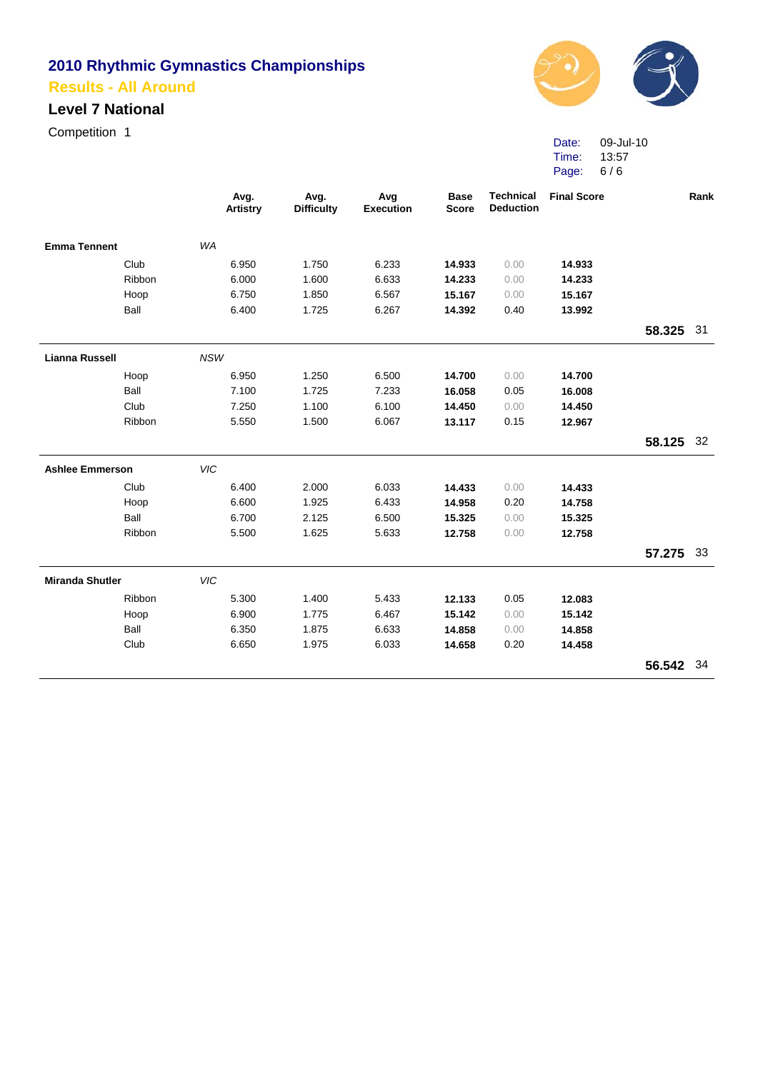# 2010 Rhythmic Gymnastics Championships

## Results - All Around

### Level 7 National

Competition 1

Date: 09-Jul-10
Time: 13:57
Page: 6 / 6

| | | Avg. Artistry | Avg. Difficulty | Avg Execution | Base Score | Technical Deduction | Final Score | | Rank |
|---|---|---|---|---|---|---|---|---|---|
| **Emma Tennent** | *WA* | | | | | | | | |
| | Club | 6.950 | 1.750 | 6.233 | **14.933** | 0.00 | **14.933** | | |
| | Ribbon | 6.000 | 1.600 | 6.633 | **14.233** | 0.00 | **14.233** | | |
| | Hoop | 6.750 | 1.850 | 6.567 | **15.167** | 0.00 | **15.167** | | |
| | Ball | 6.400 | 1.725 | 6.267 | **14.392** | 0.40 | **13.992** | | |
| | | | | | | | | **58.325** | 31 |
| **Lianna Russell** | *NSW* | | | | | | | | |
| | Hoop | 6.950 | 1.250 | 6.500 | **14.700** | 0.00 | **14.700** | | |
| | Ball | 7.100 | 1.725 | 7.233 | **16.058** | 0.05 | **16.008** | | |
| | Club | 7.250 | 1.100 | 6.100 | **14.450** | 0.00 | **14.450** | | |
| | Ribbon | 5.550 | 1.500 | 6.067 | **13.117** | 0.15 | **12.967** | | |
| | | | | | | | | **58.125** | 32 |
| **Ashlee Emmerson** | *VIC* | | | | | | | | |
| | Club | 6.400 | 2.000 | 6.033 | **14.433** | 0.00 | **14.433** | | |
| | Hoop | 6.600 | 1.925 | 6.433 | **14.958** | 0.20 | **14.758** | | |
| | Ball | 6.700 | 2.125 | 6.500 | **15.325** | 0.00 | **15.325** | | |
| | Ribbon | 5.500 | 1.625 | 5.633 | **12.758** | 0.00 | **12.758** | | |
| | | | | | | | | **57.275** | 33 |
| **Miranda Shutler** | *VIC* | | | | | | | | |
| | Ribbon | 5.300 | 1.400 | 5.433 | **12.133** | 0.05 | **12.083** | | |
| | Hoop | 6.900 | 1.775 | 6.467 | **15.142** | 0.00 | **15.142** | | |
| | Ball | 6.350 | 1.875 | 6.633 | **14.858** | 0.00 | **14.858** | | |
| | Club | 6.650 | 1.975 | 6.033 | **14.658** | 0.20 | **14.458** | | |
| | | | | | | | | **56.542** | 34 |